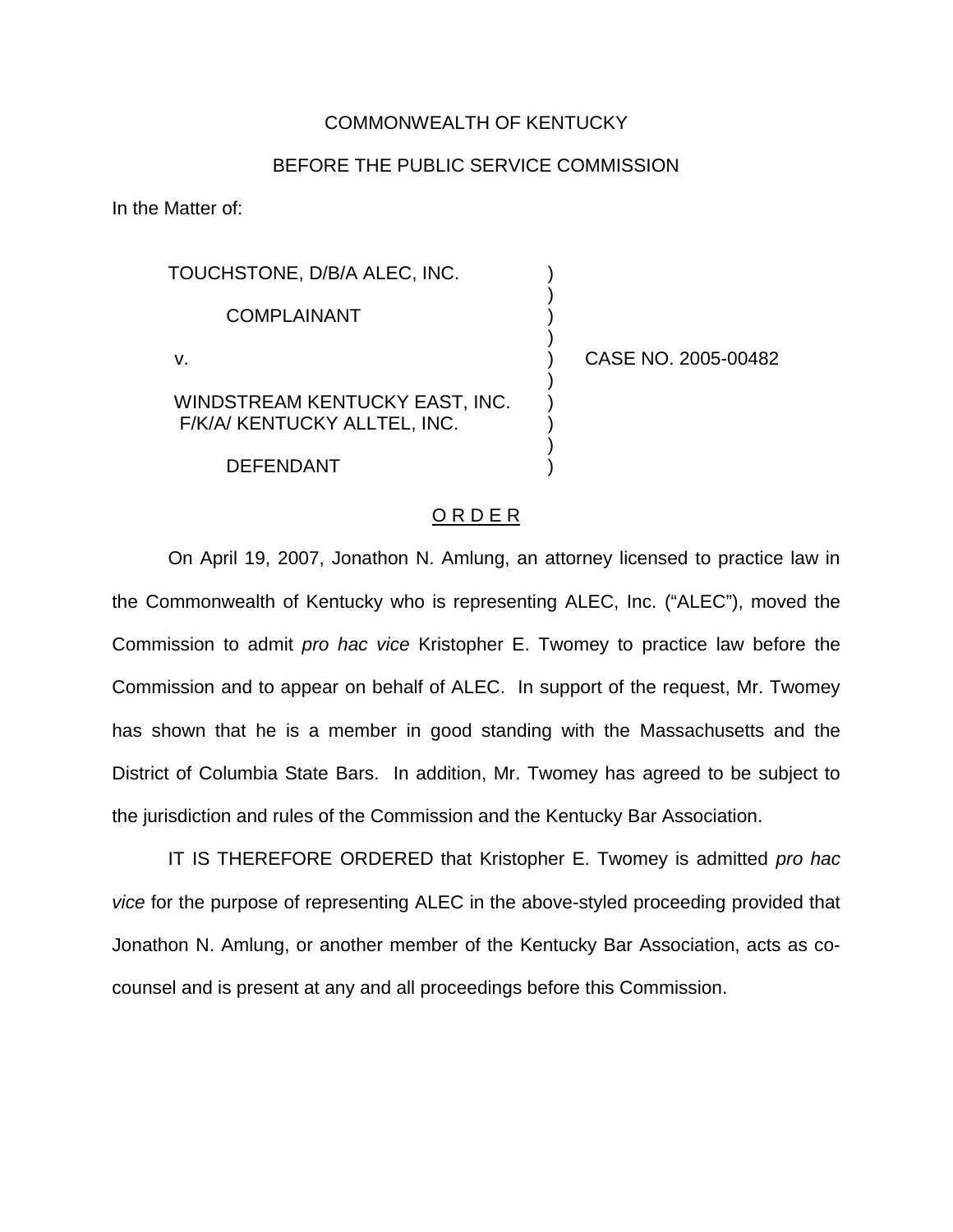COMMONWEALTH OF KENTUCKY

BEFORE THE PUBLIC SERVICE COMMISSION

In the Matter of:

| | | |
|---|---|---|
| TOUCHSTONE, D/B/A ALEC, INC. | ) | |
| COMPLAINANT | ) | |
| v. | ) | CASE NO. 2005-00482 |
| WINDSTREAM KENTUCKY EAST, INC. F/K/A/ KENTUCKY ALLTEL, INC. | ) | |
| DEFENDANT | ) | |

O R D E R

On April 19, 2007, Jonathon N. Amlung, an attorney licensed to practice law in the Commonwealth of Kentucky who is representing ALEC, Inc. ("ALEC"), moved the Commission to admit *pro hac vice* Kristopher E. Twomey to practice law before the Commission and to appear on behalf of ALEC. In support of the request, Mr. Twomey has shown that he is a member in good standing with the Massachusetts and the District of Columbia State Bars. In addition, Mr. Twomey has agreed to be subject to the jurisdiction and rules of the Commission and the Kentucky Bar Association.

IT IS THEREFORE ORDERED that Kristopher E. Twomey is admitted *pro hac vice* for the purpose of representing ALEC in the above-styled proceeding provided that Jonathon N. Amlung, or another member of the Kentucky Bar Association, acts as co-counsel and is present at any and all proceedings before this Commission.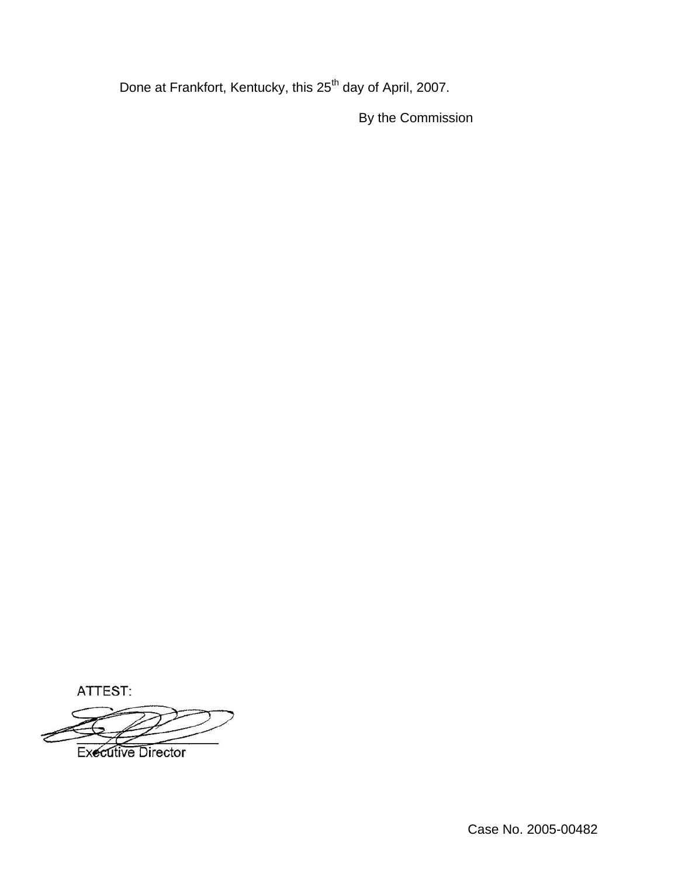Done at Frankfort, Kentucky, this 25th day of April, 2007.

By the Commission

ATTEST:

Executive Director

Case No. 2005-00482